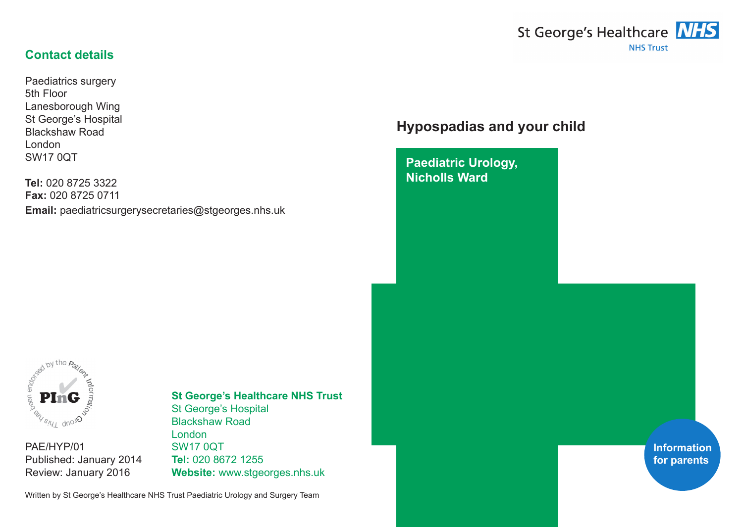St George's Healthcare NHS Trust

# Hypospadias and your child

**Paediatric Urology, Nicholls Ward**

**Information for parents**

## Contact details

Paediatrics surgery
5th Floor
Lanesborough Wing
St George's Hospital
Blackshaw Road
London
SW17 0QT

**Tel:** 020 8725 3322
**Fax:** 020 8725 0711
**Email:** paediatricsurgerysecretaries@stgeorges.nhs.uk

This has been endorsed by the Patient Information Group

PAE/HYP/01
Published: January 2014
Review: January 2016

**St George's Healthcare NHS Trust**
St George's Hospital
Blackshaw Road
London
SW17 0QT
**Tel:** 020 8672 1255
**Website:** www.stgeorges.nhs.uk

Written by St George's Healthcare NHS Trust Paediatric Urology and Surgery Team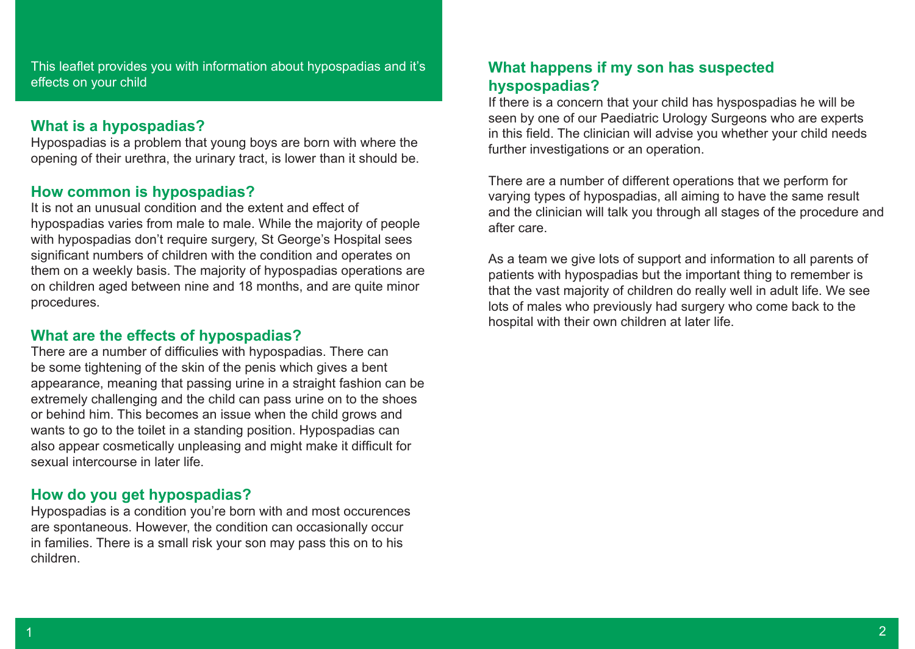This leaflet provides you with information about hypospadias and it's effects on your child

## What is a hypospadias?

Hypospadias is a problem that young boys are born with where the opening of their urethra, the urinary tract, is lower than it should be.

## How common is hypospadias?

It is not an unusual condition and the extent and effect of hypospadias varies from male to male. While the majority of people with hypospadias don't require surgery, St George's Hospital sees significant numbers of children with the condition and operates on them on a weekly basis. The majority of hypospadias operations are on children aged between nine and 18 months, and are quite minor procedures.

## What are the effects of hypospadias?

There are a number of difficulies with hypospadias. There can be some tightening of the skin of the penis which gives a bent appearance, meaning that passing urine in a straight fashion can be extremely challenging and the child can pass urine on to the shoes or behind him. This becomes an issue when the child grows and wants to go to the toilet in a standing position. Hypospadias can also appear cosmetically unpleasing and might make it difficult for sexual intercourse in later life.

## How do you get hypospadias?

Hypospadias is a condition you're born with and most occurences are spontaneous. However, the condition can occasionally occur in families. There is a small risk your son may pass this on to his children.

## What happens if my son has suspected hysp­ospadias?

If there is a concern that your child has hysp­ospadias he will be seen by one of our Paediatric Urology Surgeons who are experts in this field. The clinician will advise you whether your child needs further investigations or an operation.

There are a number of different operations that we perform for varying types of hypospadias, all aiming to have the same result and the clinician will talk you through all stages of the procedure and after care.

As a team we give lots of support and information to all parents of patients with hypospadias but the important thing to remember is that the vast majority of children do really well in adult life. We see lots of males who previously had surgery who come back to the hospital with their own children at later life.